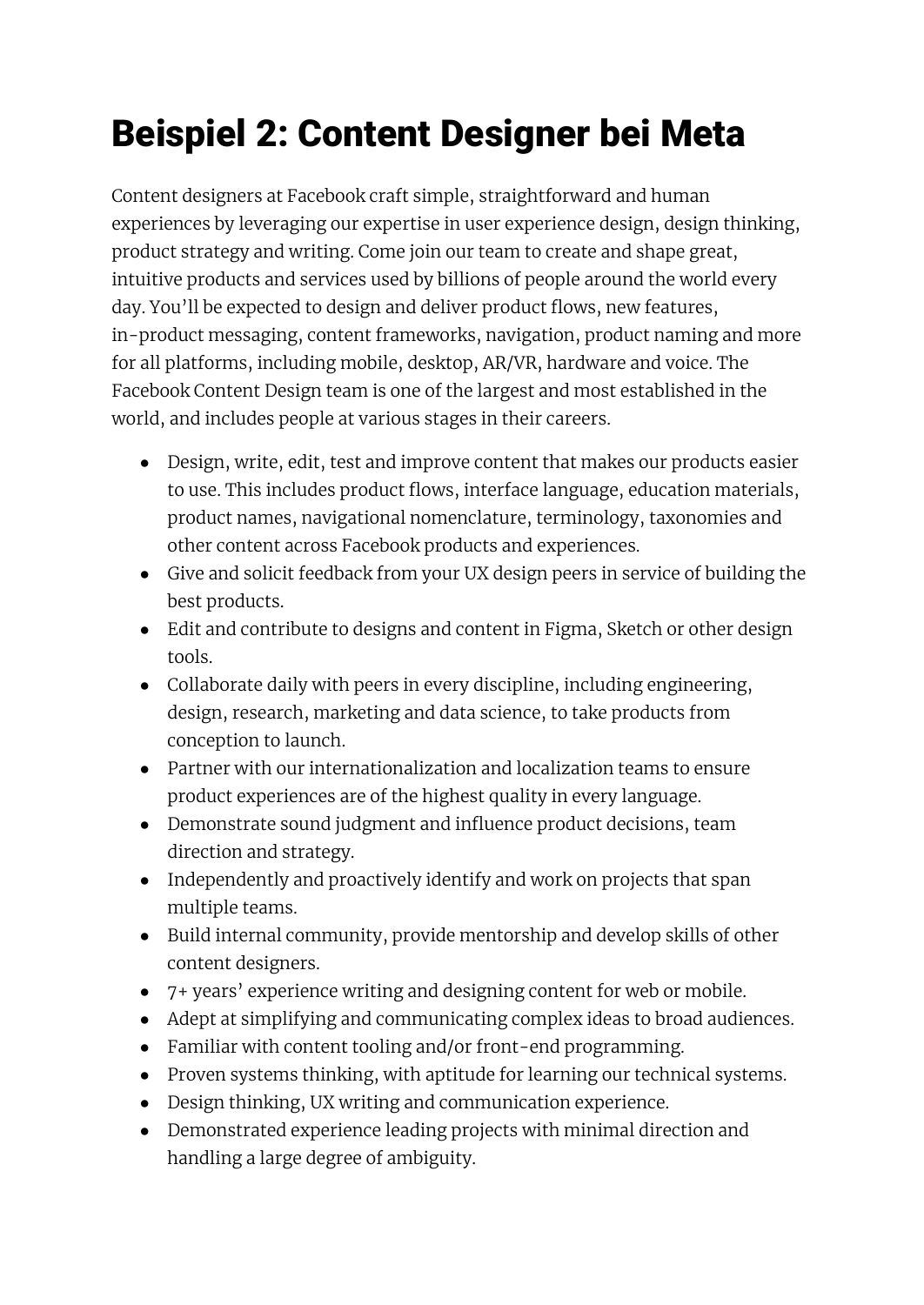# Beispiel 2: Content Designer bei Meta

Content designers at Facebook craft simple, straightforward and human experiences by leveraging our expertise in user experience design, design thinking, product strategy and writing. Come join our team to create and shape great, intuitive products and services used by billions of people around the world every day. You'll be expected to design and deliver product flows, new features, in-product messaging, content frameworks, navigation, product naming and more for all platforms, including mobile, desktop, AR/VR, hardware and voice. The Facebook Content Design team is one of the largest and most established in the world, and includes people at various stages in their careers.

- Design, write, edit, test and improve content that makes our products easier to use. This includes product flows, interface language, education materials, product names, navigational nomenclature, terminology, taxonomies and other content across Facebook products and experiences.
- Give and solicit feedback from your UX design peers in service of building the best products.
- Edit and contribute to designs and content in Figma, Sketch or other design tools.
- Collaborate daily with peers in every discipline, including engineering, design, research, marketing and data science, to take products from conception to launch.
- Partner with our internationalization and localization teams to ensure product experiences are of the highest quality in every language.
- Demonstrate sound judgment and influence product decisions, team direction and strategy.
- Independently and proactively identify and work on projects that span multiple teams.
- Build internal community, provide mentorship and develop skills of other content designers.
- 7+ years' experience writing and designing content for web or mobile.
- Adept at simplifying and communicating complex ideas to broad audiences.
- Familiar with content tooling and/or front-end programming.
- Proven systems thinking, with aptitude for learning our technical systems.
- Design thinking, UX writing and communication experience.
- Demonstrated experience leading projects with minimal direction and handling a large degree of ambiguity.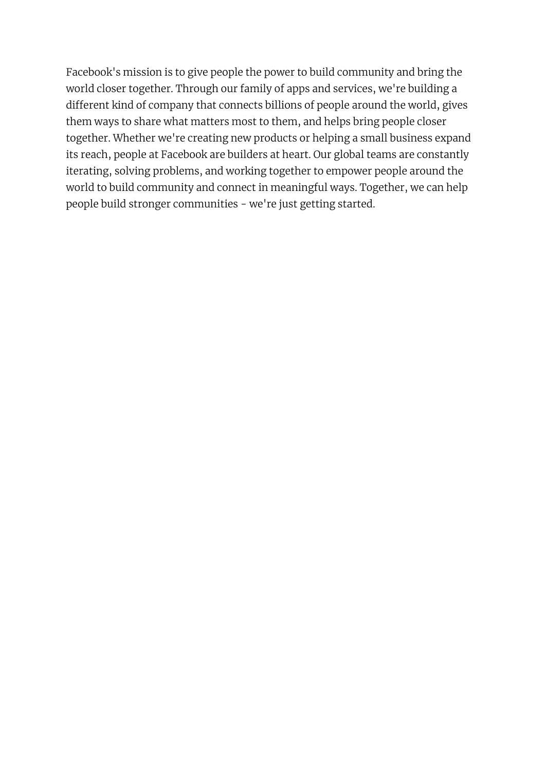Facebook's mission is to give people the power to build community and bring the world closer together. Through our family of apps and services, we're building a different kind of company that connects billions of people around the world, gives them ways to share what matters most to them, and helps bring people closer together. Whether we're creating new products or helping a small business expand its reach, people at Facebook are builders at heart. Our global teams are constantly iterating, solving problems, and working together to empower people around the world to build community and connect in meaningful ways. Together, we can help people build stronger communities - we're just getting started.